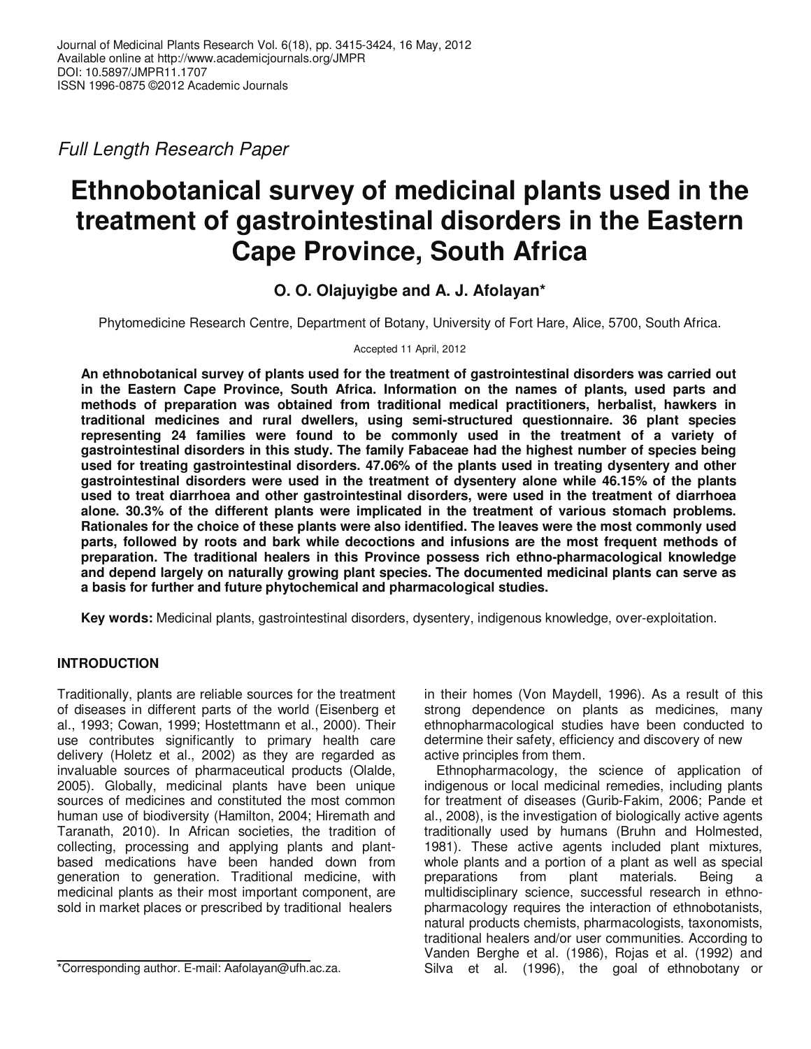Full Length Research Paper

# Ethnobotanical survey of medicinal plants used in the treatment of gastrointestinal disorders in the Eastern Cape Province, South Africa

**O. O. Olajuyigbe and A. J. Afolayan***

Phytomedicine Research Centre, Department of Botany, University of Fort Hare, Alice, 5700, South Africa.

Accepted 11 April, 2012

**An ethnobotanical survey of plants used for the treatment of gastrointestinal disorders was carried out in the Eastern Cape Province, South Africa. Information on the names of plants, used parts and methods of preparation was obtained from traditional medical practitioners, herbalist, hawkers in traditional medicines and rural dwellers, using semi-structured questionnaire. 36 plant species representing 24 families were found to be commonly used in the treatment of a variety of gastrointestinal disorders in this study. The family Fabaceae had the highest number of species being used for treating gastrointestinal disorders. 47.06% of the plants used in treating dysentery and other gastrointestinal disorders were used in the treatment of dysentery alone while 46.15% of the plants used to treat diarrhoea and other gastrointestinal disorders, were used in the treatment of diarrhoea alone. 30.3% of the different plants were implicated in the treatment of various stomach problems. Rationales for the choice of these plants were also identified. The leaves were the most commonly used parts, followed by roots and bark while decoctions and infusions are the most frequent methods of preparation. The traditional healers in this Province possess rich ethno-pharmacological knowledge and depend largely on naturally growing plant species. The documented medicinal plants can serve as a basis for further and future phytochemical and pharmacological studies.**

**Key words:** Medicinal plants, gastrointestinal disorders, dysentery, indigenous knowledge, over-exploitation.

## INTRODUCTION

Traditionally, plants are reliable sources for the treatment of diseases in different parts of the world (Eisenberg et al., 1993; Cowan, 1999; Hostettmann et al., 2000). Their use contributes significantly to primary health care delivery (Holetz et al., 2002) as they are regarded as invaluable sources of pharmaceutical products (Olalde, 2005). Globally, medicinal plants have been unique sources of medicines and constituted the most common human use of biodiversity (Hamilton, 2004; Hiremath and Taranath, 2010). In African societies, the tradition of collecting, processing and applying plants and plant-based medications have been handed down from generation to generation. Traditional medicine, with medicinal plants as their most important component, are sold in market places or prescribed by traditional healers in their homes (Von Maydell, 1996). As a result of this strong dependence on plants as medicines, many ethnopharmacological studies have been conducted to determine their safety, efficiency and discovery of new active principles from them.

Ethnopharmacology, the science of application of indigenous or local medicinal remedies, including plants for treatment of diseases (Gurib-Fakim, 2006; Pande et al., 2008), is the investigation of biologically active agents traditionally used by humans (Bruhn and Holmested, 1981). These active agents included plant mixtures, whole plants and a portion of a plant as well as special preparations from plant materials. Being a multidisciplinary science, successful research in ethno-pharmacology requires the interaction of ethnobotanists, natural products chemists, pharmacologists, taxonomists, traditional healers and/or user communities. According to Vanden Berghe et al. (1986), Rojas et al. (1992) and Silva et al. (1996), the goal of ethnobotany or

*Corresponding author. E-mail: Aafolayan@ufh.ac.za.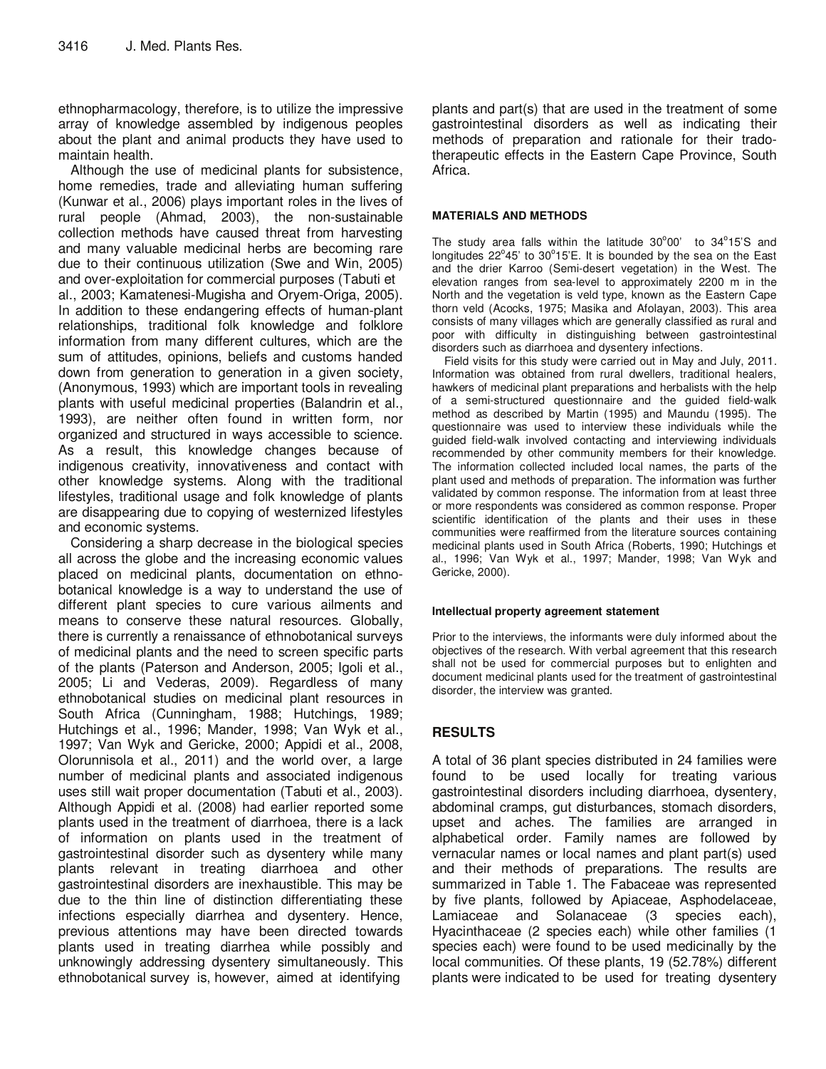ethnopharmacology, therefore, is to utilize the impressive array of knowledge assembled by indigenous peoples about the plant and animal products they have used to maintain health.

Although the use of medicinal plants for subsistence, home remedies, trade and alleviating human suffering (Kunwar et al., 2006) plays important roles in the lives of rural people (Ahmad, 2003), the non-sustainable collection methods have caused threat from harvesting and many valuable medicinal herbs are becoming rare due to their continuous utilization (Swe and Win, 2005) and over-exploitation for commercial purposes (Tabuti et al., 2003; Kamatenesi-Mugisha and Oryem-Origa, 2005). In addition to these endangering effects of human-plant relationships, traditional folk knowledge and folklore information from many different cultures, which are the sum of attitudes, opinions, beliefs and customs handed down from generation to generation in a given society, (Anonymous, 1993) which are important tools in revealing plants with useful medicinal properties (Balandrin et al., 1993), are neither often found in written form, nor organized and structured in ways accessible to science. As a result, this knowledge changes because of indigenous creativity, innovativeness and contact with other knowledge systems. Along with the traditional lifestyles, traditional usage and folk knowledge of plants are disappearing due to copying of westernized lifestyles and economic systems.

Considering a sharp decrease in the biological species all across the globe and the increasing economic values placed on medicinal plants, documentation on ethno-botanical knowledge is a way to understand the use of different plant species to cure various ailments and means to conserve these natural resources. Globally, there is currently a renaissance of ethnobotanical surveys of medicinal plants and the need to screen specific parts of the plants (Paterson and Anderson, 2005; Igoli et al., 2005; Li and Vederas, 2009). Regardless of many ethnobotanical studies on medicinal plant resources in South Africa (Cunningham, 1988; Hutchings, 1989; Hutchings et al., 1996; Mander, 1998; Van Wyk et al., 1997; Van Wyk and Gericke, 2000; Appidi et al., 2008, Olorunnisola et al., 2011) and the world over, a large number of medicinal plants and associated indigenous uses still wait proper documentation (Tabuti et al., 2003). Although Appidi et al. (2008) had earlier reported some plants used in the treatment of diarrhoea, there is a lack of information on plants used in the treatment of gastrointestinal disorder such as dysentery while many plants relevant in treating diarrhoea and other gastrointestinal disorders are inexhaustible. This may be due to the thin line of distinction differentiating these infections especially diarrhea and dysentery. Hence, previous attentions may have been directed towards plants used in treating diarrhea while possibly and unknowingly addressing dysentery simultaneously. This ethnobotanical survey is, however, aimed at identifying plants and part(s) that are used in the treatment of some gastrointestinal disorders as well as indicating their methods of preparation and rationale for their trado-therapeutic effects in the Eastern Cape Province, South Africa.

## MATERIALS AND METHODS

The study area falls within the latitude 30°00' to 34°15'S and longitudes 22°45' to 30°15'E. It is bounded by the sea on the East and the drier Karroo (Semi-desert vegetation) in the West. The elevation ranges from sea-level to approximately 2200 m in the North and the vegetation is veld type, known as the Eastern Cape thorn veld (Acocks, 1975; Masika and Afolayan, 2003). This area consists of many villages which are generally classified as rural and poor with difficulty in distinguishing between gastrointestinal disorders such as diarrhoea and dysentery infections.

Field visits for this study were carried out in May and July, 2011. Information was obtained from rural dwellers, traditional healers, hawkers of medicinal plant preparations and herbalists with the help of a semi-structured questionnaire and the guided field-walk method as described by Martin (1995) and Maundu (1995). The questionnaire was used to interview these individuals while the guided field-walk involved contacting and interviewing individuals recommended by other community members for their knowledge. The information collected included local names, the parts of the plant used and methods of preparation. The information was further validated by common response. The information from at least three or more respondents was considered as common response. Proper scientific identification of the plants and their uses in these communities were reaffirmed from the literature sources containing medicinal plants used in South Africa (Roberts, 1990; Hutchings et al., 1996; Van Wyk et al., 1997; Mander, 1998; Van Wyk and Gericke, 2000).

### Intellectual property agreement statement

Prior to the interviews, the informants were duly informed about the objectives of the research. With verbal agreement that this research shall not be used for commercial purposes but to enlighten and document medicinal plants used for the treatment of gastrointestinal disorder, the interview was granted.

## RESULTS

A total of 36 plant species distributed in 24 families were found to be used locally for treating various gastrointestinal disorders including diarrhoea, dysentery, abdominal cramps, gut disturbances, stomach disorders, upset and aches. The families are arranged in alphabetical order. Family names are followed by vernacular names or local names and plant part(s) used and their methods of preparations. The results are summarized in Table 1. The Fabaceae was represented by five plants, followed by Apiaceae, Asphodelaceae, Lamiaceae and Solanaceae (3 species each), Hyacinthaceae (2 species each) while other families (1 species each) were found to be used medicinally by the local communities. Of these plants, 19 (52.78%) different plants were indicated to be used for treating dysentery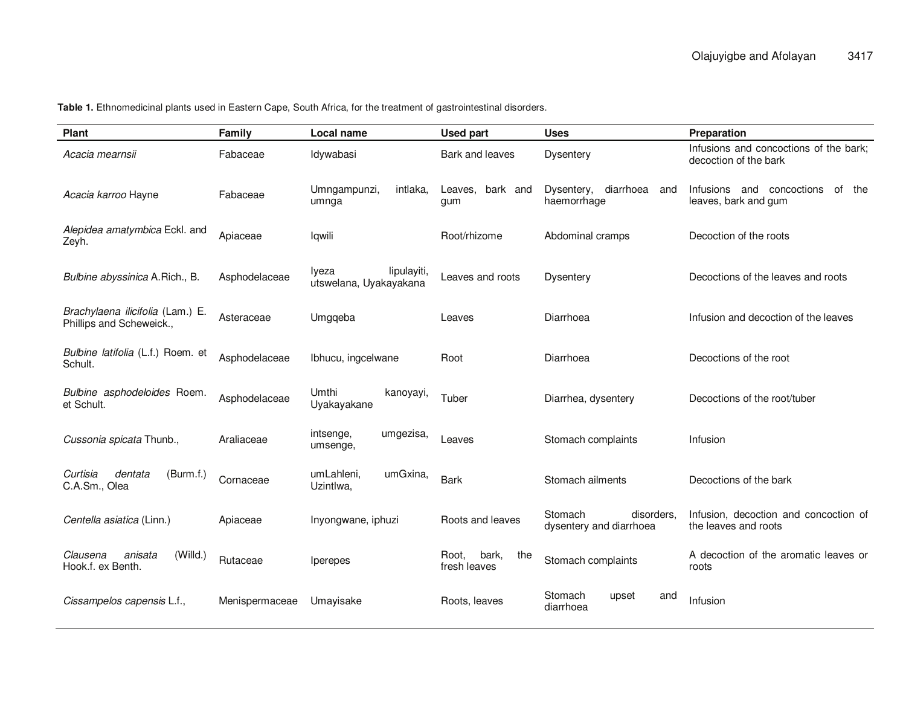**Table 1.** Ethnomedicinal plants used in Eastern Cape, South Africa, for the treatment of gastrointestinal disorders.

| Plant | Family | Local name | Used part | Uses | Preparation |
|---|---|---|---|---|---|
| *Acacia mearnsii* | Fabaceae | Idywabasi | Bark and leaves | Dysentery | Infusions and concoctions of the bark; decoction of the bark |
| *Acacia karroo* Hayne | Fabaceae | Umngampunzi, intlaka, umnga | Leaves, bark and gum | Dysentery, diarrhoea and haemorrhage | Infusions and concoctions of the leaves, bark and gum |
| *Alepidea amatymbica* Eckl. and Zeyh. | Apiaceae | Iqwili | Root/rhizome | Abdominal cramps | Decoction of the roots |
| *Bulbine abyssinica* A.Rich., B. | Asphodelaceae | Iyeza lipulayiti, utswelana, Uyakayakana | Leaves and roots | Dysentery | Decoctions of the leaves and roots |
| *Brachylaena ilicifolia* (Lam.) E. Phillips and Scheweick., | Asteraceae | Umgqeba | Leaves | Diarrhoea | Infusion and decoction of the leaves |
| *Bulbine latifolia* (L.f.) Roem. et Schult. | Asphodelaceae | Ibhucu, ingcelwane | Root | Diarrhoea | Decoctions of the root |
| *Bulbine asphodeloides* Roem. et Schult. | Asphodelaceae | Umthi kanoyayi, Uyakayakane | Tuber | Diarrhea, dysentery | Decoctions of the root/tuber |
| *Cussonia spicata* Thunb., | Araliaceae | intsenge, umgezisa, umsenge, | Leaves | Stomach complaints | Infusion |
| *Curtisia dentata* (Burm.f.) C.A.Sm., Olea | Cornaceae | umLahleni, umGxina, Uzintlwa, | Bark | Stomach ailments | Decoctions of the bark |
| *Centella asiatica* (Linn.) | Apiaceae | Inyongwane, iphuzi | Roots and leaves | Stomach disorders, dysentery and diarrhoea | Infusion, decoction and concoction of the leaves and roots |
| *Clausena anisata* (Willd.) Hook.f. ex Benth. | Rutaceae | Iperepes | Root, bark, the fresh leaves | Stomach complaints | A decoction of the aromatic leaves or roots |
| *Cissampelos capensis* L.f., | Menispermaceae | Umayisake | Roots, leaves | Stomach upset and diarrhoea | Infusion |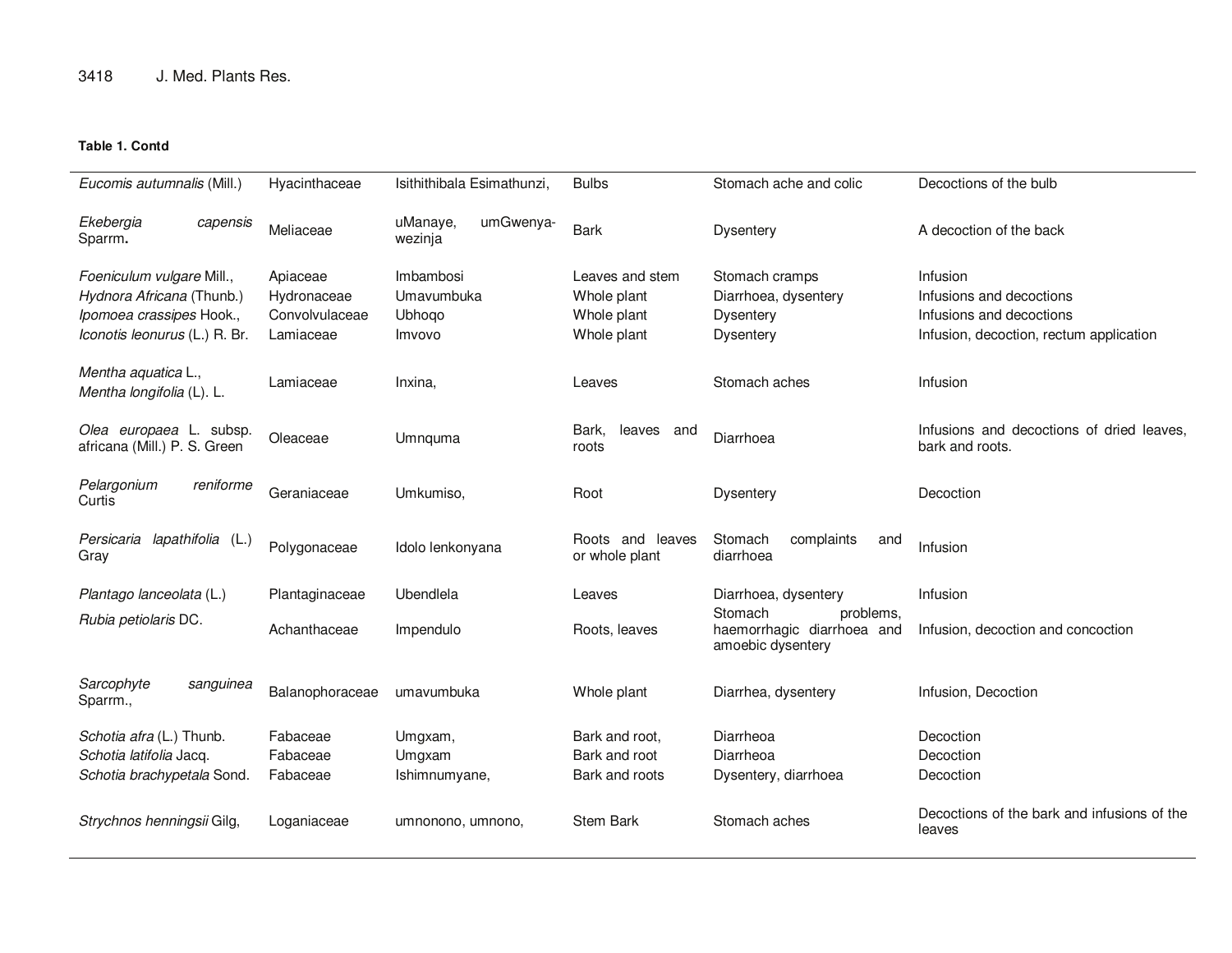**Table 1. Contd**

| | | | | | |
|---|---|---|---|---|---|
| *Eucomis autumnalis* (Mill.) | Hyacinthaceae | Isithithibala Esimathunzi, | Bulbs | Stomach ache and colic | Decoctions of the bulb |
| *Ekebergia capensis* Sparrm**.** | Meliaceae | uManaye, umGwenya-wezinja | Bark | Dysentery | A decoction of the back |
| *Foeniculum vulgare* Mill., | Apiaceae | Imbambosi | Leaves and stem | Stomach cramps | Infusion |
| *Hydnora Africana* (Thunb.) | Hydronaceae | Umavumbuka | Whole plant | Diarrhoea, dysentery | Infusions and decoctions |
| *Ipomoea crassipes* Hook., | Convolvulaceae | Ubhoqo | Whole plant | Dysentery | Infusions and decoctions |
| *Iconotis leonurus* (L.) R. Br. | Lamiaceae | Imvovo | Whole plant | Dysentery | Infusion, decoction, rectum application |
| *Mentha aquatica* L., *Mentha longifolia* (L). L. | Lamiaceae | Inxina, | Leaves | Stomach aches | Infusion |
| *Olea europaea* L. subsp. africana (Mill.) P. S. Green | Oleaceae | Umnquma | Bark, leaves and roots | Diarrhoea | Infusions and decoctions of dried leaves, bark and roots. |
| *Pelargonium reniforme* Curtis | Geraniaceae | Umkumiso, | Root | Dysentery | Decoction |
| *Persicaria lapathifolia* (L.) Gray | Polygonaceae | Idolo lenkonyana | Roots and leaves or whole plant | Stomach complaints and diarrhoea | Infusion |
| *Plantago lanceolata* (L.) | Plantaginaceae | Ubendlela | Leaves | Diarrhoea, dysentery | Infusion |
| *Rubia petiolaris* DC. | Achanthaceae | Impendulo | Roots, leaves | Stomach problems, haemorrhagic diarrhoea and amoebic dysentery | Infusion, decoction and concoction |
| *Sarcophyte sanguinea* Sparrm., | Balanophoraceae | umavumbuka | Whole plant | Diarrhea, dysentery | Infusion, Decoction |
| *Schotia afra* (L.) Thunb. | Fabaceae | Umgxam, | Bark and root, | Diarrheoa | Decoction |
| *Schotia latifolia* Jacq. | Fabaceae | Umgxam | Bark and root | Diarrheoa | Decoction |
| *Schotia brachypetala* Sond. | Fabaceae | Ishimnumyane, | Bark and roots | Dysentery, diarrhoea | Decoction |
| *Strychnos henningsii* Gilg, | Loganiaceae | umnonono, umnono, | Stem Bark | Stomach aches | Decoctions of the bark and infusions of the leaves |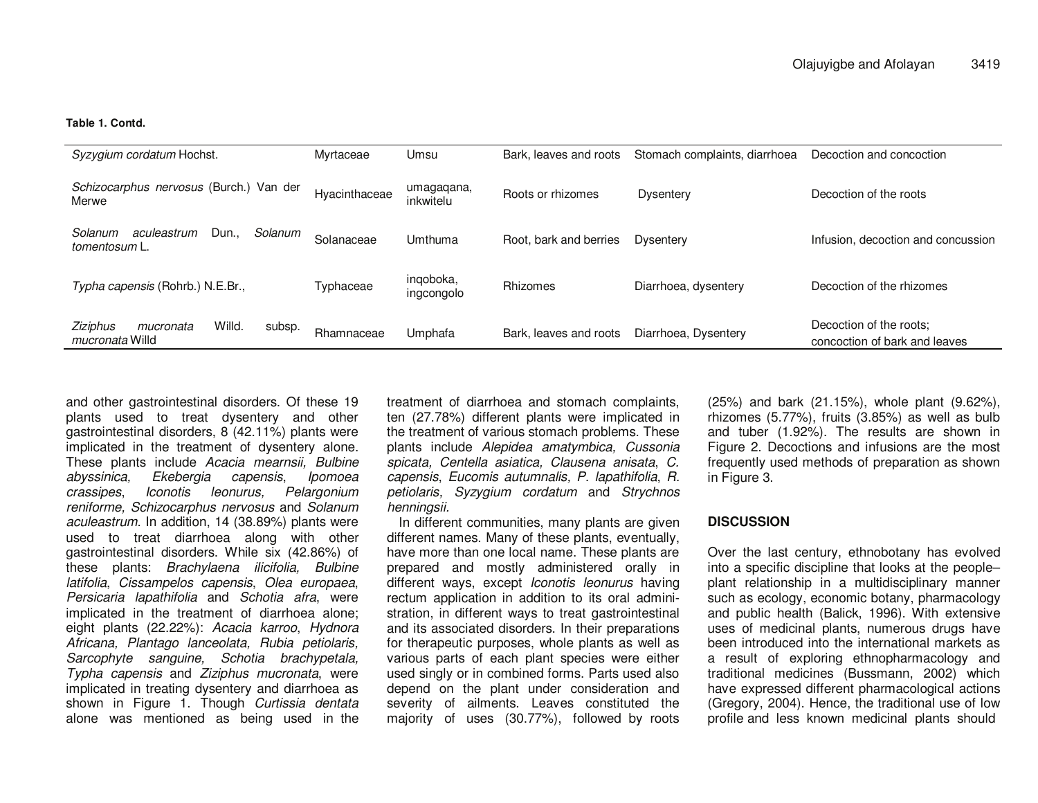**Table 1. Contd.**

| | | | | | |
|---|---|---|---|---|---|
| *Syzygium cordatum* Hochst. | Myrtaceae | Umsu | Bark, leaves and roots | Stomach complaints, diarrhoea | Decoction and concoction |
| *Schizocarphus nervosus* (Burch.) Van der Merwe | Hyacinthaceae | umagaqana, inkwitelu | Roots or rhizomes | Dysentery | Decoction of the roots |
| *Solanum aculeastrum* Dun., *Solanum tomentosum* L. | Solanaceae | Umthuma | Root, bark and berries | Dysentery | Infusion, decoction and concussion |
| *Typha capensis* (Rohrb.) N.E.Br., | Typhaceae | inqoboka, ingcongolo | Rhizomes | Diarrhoea, dysentery | Decoction of the rhizomes |
| *Ziziphus mucronata* Willd. subsp. *mucronata* Willd | Rhamnaceae | Umphafa | Bark, leaves and roots | Diarrhoea, Dysentery | Decoction of the roots; concoction of bark and leaves |

and other gastrointestinal disorders. Of these 19 plants used to treat dysentery and other gastrointestinal disorders, 8 (42.11%) plants were implicated in the treatment of dysentery alone. These plants include *Acacia mearnsii, Bulbine abyssinica, Ekebergia capensis*, *Ipomoea crassipes*, *Iconotis leonurus, Pelargonium reniforme, Schizocarphus nervosus* and *Solanum aculeastrum*. In addition, 14 (38.89%) plants were used to treat diarrhoea along with other gastrointestinal disorders. While six (42.86%) of these plants: *Brachylaena ilicifolia, Bulbine latifolia*, *Cissampelos capensis*, *Olea europaea*, *Persicaria lapathifolia* and *Schotia afra*, were implicated in the treatment of diarrhoea alone; eight plants (22.22%): *Acacia karroo*, *Hydnora Africana, Plantago lanceolata, Rubia petiolaris, Sarcophyte sanguine, Schotia brachypetala, Typha capensis* and *Ziziphus mucronata*, were implicated in treating dysentery and diarrhoea as shown in Figure 1. Though *Curtissia dentata* alone was mentioned as being used in the treatment of diarrhoea and stomach complaints, ten (27.78%) different plants were implicated in the treatment of various stomach problems. These plants include *Alepidea amatymbica, Cussonia spicata, Centella asiatica, Clausena anisata*, *C. capensis*, *Eucomis autumnalis, P. lapathifolia*, *R. petiolaris, Syzygium cordatum* and *Strychnos henningsii.*

In different communities, many plants are given different names. Many of these plants, eventually, have more than one local name. These plants are prepared and mostly administered orally in different ways, except *Iconotis leonurus* having rectum application in addition to its oral administration, in different ways to treat gastrointestinal and its associated disorders. In their preparations for therapeutic purposes, whole plants as well as various parts of each plant species were either used singly or in combined forms. Parts used also depend on the plant under consideration and severity of ailments. Leaves constituted the majority of uses (30.77%), followed by roots (25%) and bark (21.15%), whole plant (9.62%), rhizomes (5.77%), fruits (3.85%) as well as bulb and tuber (1.92%). The results are shown in Figure 2. Decoctions and infusions are the most frequently used methods of preparation as shown in Figure 3.

## DISCUSSION

Over the last century, ethnobotany has evolved into a specific discipline that looks at the people–plant relationship in a multidisciplinary manner such as ecology, economic botany, pharmacology and public health (Balick, 1996). With extensive uses of medicinal plants, numerous drugs have been introduced into the international markets as a result of exploring ethnopharmacology and traditional medicines (Bussmann, 2002) which have expressed different pharmacological actions (Gregory, 2004). Hence, the traditional use of low profile and less known medicinal plants should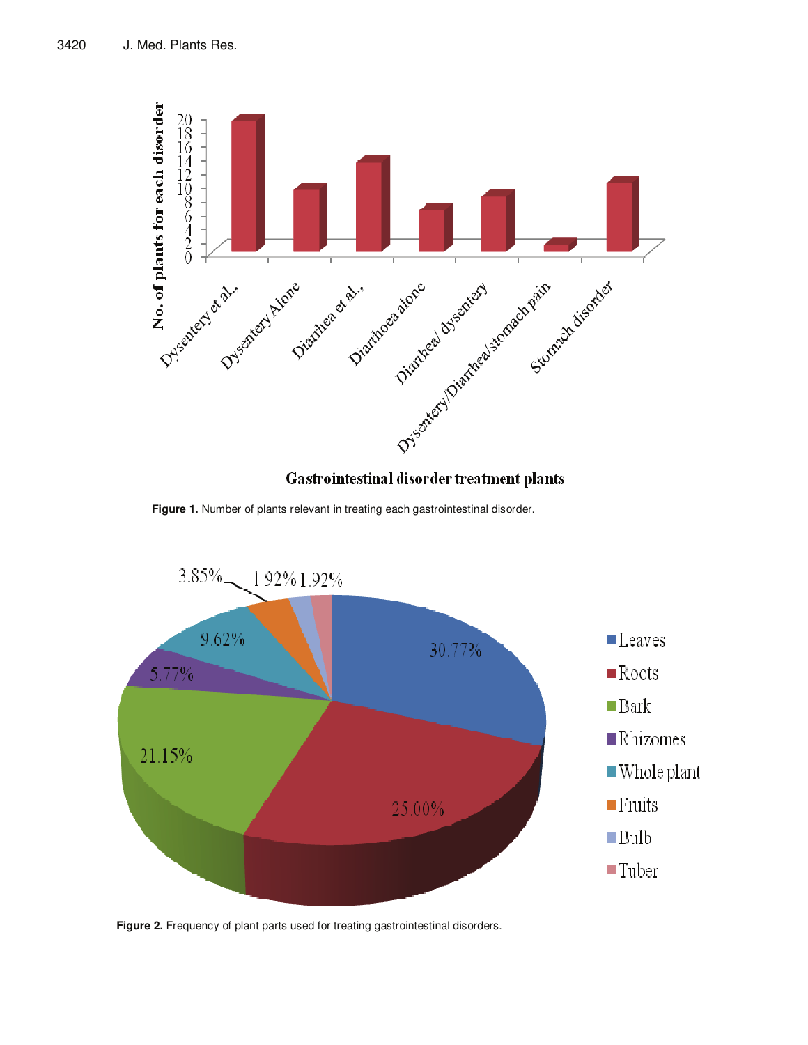Figure 1. Number of plants relevant in treating each gastrointestinal disorder.

Figure 2. Frequency of plant parts used for treating gastrointestinal disorders.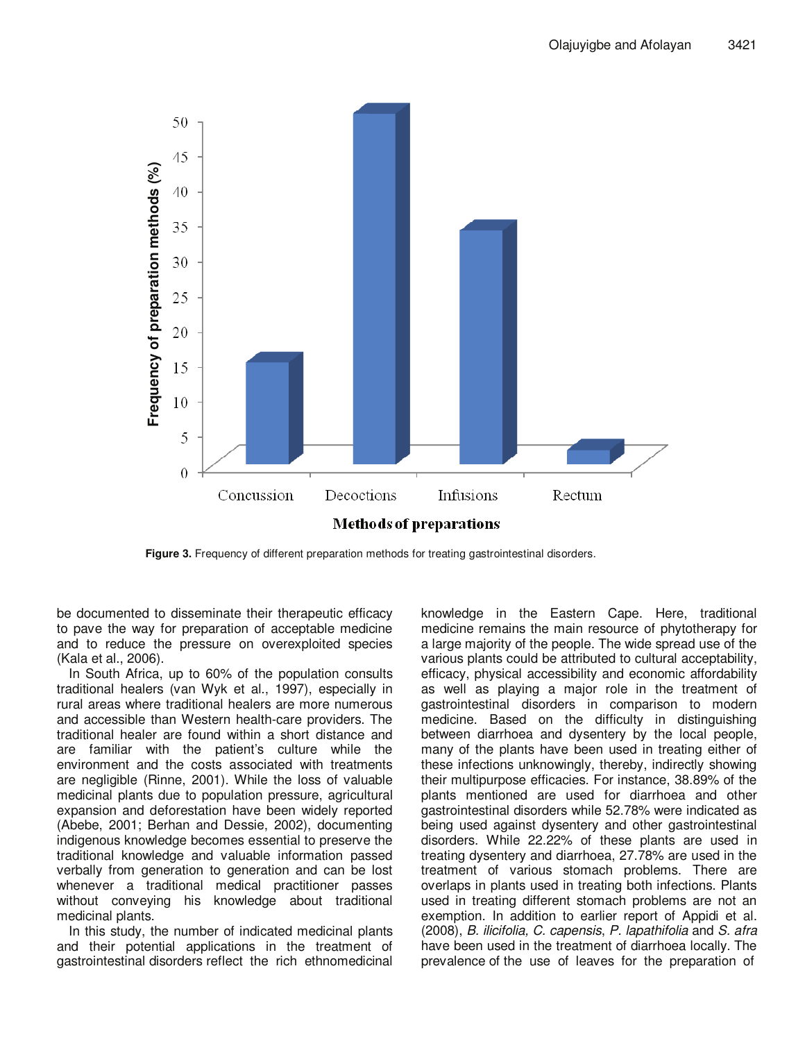**Figure 3.** Frequency of different preparation methods for treating gastrointestinal disorders.

be documented to disseminate their therapeutic efficacy to pave the way for preparation of acceptable medicine and to reduce the pressure on overexploited species (Kala et al., 2006).

In South Africa, up to 60% of the population consults traditional healers (van Wyk et al., 1997), especially in rural areas where traditional healers are more numerous and accessible than Western health-care providers. The traditional healer are found within a short distance and are familiar with the patient's culture while the environment and the costs associated with treatments are negligible (Rinne, 2001). While the loss of valuable medicinal plants due to population pressure, agricultural expansion and deforestation have been widely reported (Abebe, 2001; Berhan and Dessie, 2002), documenting indigenous knowledge becomes essential to preserve the traditional knowledge and valuable information passed verbally from generation to generation and can be lost whenever a traditional medical practitioner passes without conveying his knowledge about traditional medicinal plants.

In this study, the number of indicated medicinal plants and their potential applications in the treatment of gastrointestinal disorders reflect the rich ethnomedicinal knowledge in the Eastern Cape. Here, traditional medicine remains the main resource of phytotherapy for a large majority of the people. The wide spread use of the various plants could be attributed to cultural acceptability, efficacy, physical accessibility and economic affordability as well as playing a major role in the treatment of gastrointestinal disorders in comparison to modern medicine. Based on the difficulty in distinguishing between diarrhoea and dysentery by the local people, many of the plants have been used in treating either of these infections unknowingly, thereby, indirectly showing their multipurpose efficacies. For instance, 38.89% of the plants mentioned are used for diarrhoea and other gastrointestinal disorders while 52.78% were indicated as being used against dysentery and other gastrointestinal disorders. While 22.22% of these plants are used in treating dysentery and diarrhoea, 27.78% are used in the treatment of various stomach problems. There are overlaps in plants used in treating both infections. Plants used in treating different stomach problems are not an exemption. In addition to earlier report of Appidi et al. (2008), *B. ilicifolia, C. capensis*, *P. lapathifolia* and *S. afra* have been used in the treatment of diarrhoea locally. The prevalence of the use of leaves for the preparation of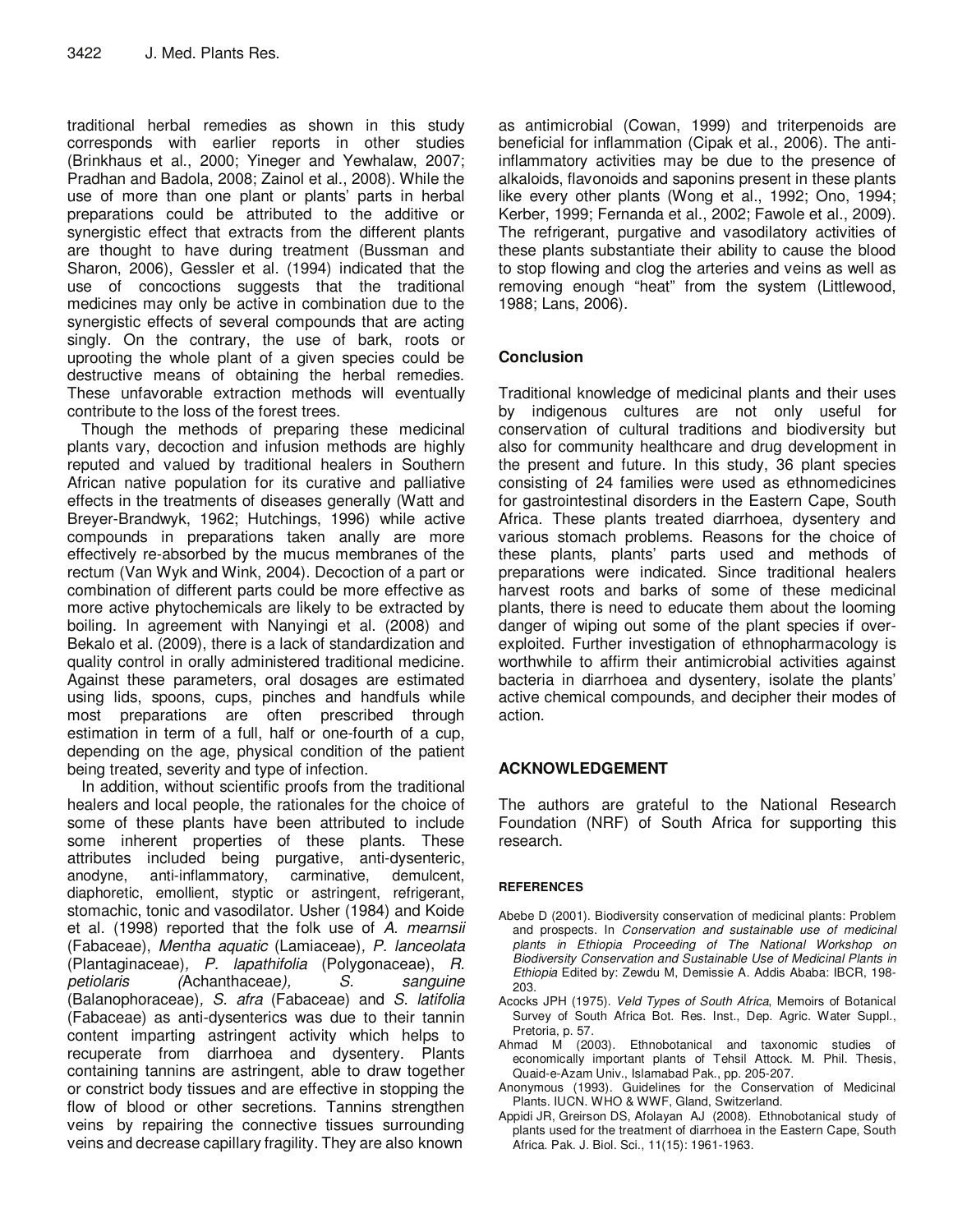traditional herbal remedies as shown in this study corresponds with earlier reports in other studies (Brinkhaus et al., 2000; Yineger and Yewhalaw, 2007; Pradhan and Badola, 2008; Zainol et al., 2008). While the use of more than one plant or plants' parts in herbal preparations could be attributed to the additive or synergistic effect that extracts from the different plants are thought to have during treatment (Bussman and Sharon, 2006), Gessler et al. (1994) indicated that the use of concoctions suggests that the traditional medicines may only be active in combination due to the synergistic effects of several compounds that are acting singly. On the contrary, the use of bark, roots or uprooting the whole plant of a given species could be destructive means of obtaining the herbal remedies. These unfavorable extraction methods will eventually contribute to the loss of the forest trees.

Though the methods of preparing these medicinal plants vary, decoction and infusion methods are highly reputed and valued by traditional healers in Southern African native population for its curative and palliative effects in the treatments of diseases generally (Watt and Breyer-Brandwyk, 1962; Hutchings, 1996) while active compounds in preparations taken anally are more effectively re-absorbed by the mucus membranes of the rectum (Van Wyk and Wink, 2004). Decoction of a part or combination of different parts could be more effective as more active phytochemicals are likely to be extracted by boiling. In agreement with Nanyingi et al. (2008) and Bekalo et al. (2009), there is a lack of standardization and quality control in orally administered traditional medicine. Against these parameters, oral dosages are estimated using lids, spoons, cups, pinches and handfuls while most preparations are often prescribed through estimation in term of a full, half or one-fourth of a cup, depending on the age, physical condition of the patient being treated, severity and type of infection.

In addition, without scientific proofs from the traditional healers and local people, the rationales for the choice of some of these plants have been attributed to include some inherent properties of these plants. These attributes included being purgative, anti-dysenteric, anodyne, anti-inflammatory, carminative, demulcent, diaphoretic, emollient, styptic or astringent, refrigerant, stomachic, tonic and vasodilator. Usher (1984) and Koide et al. (1998) reported that the folk use of *A. mearnsii* (Fabaceae), *Mentha aquatic* (Lamiaceae), *P. lanceolata* (Plantaginaceae), *P. lapathifolia* (Polygonaceae), *R. petiolaris* (Achanthaceae), *S. sanguine* (Balanophoraceae), *S. afra* (Fabaceae) and *S. latifolia* (Fabaceae) as anti-dysenterics was due to their tannin content imparting astringent activity which helps to recuperate from diarrhoea and dysentery. Plants containing tannins are astringent, able to draw together or constrict body tissues and are effective in stopping the flow of blood or other secretions. Tannins strengthen veins by repairing the connective tissues surrounding veins and decrease capillary fragility. They are also known as antimicrobial (Cowan, 1999) and triterpenoids are beneficial for inflammation (Cipak et al., 2006). The anti-inflammatory activities may be due to the presence of alkaloids, flavonoids and saponins present in these plants like every other plants (Wong et al., 1992; Ono, 1994; Kerber, 1999; Fernanda et al., 2002; Fawole et al., 2009). The refrigerant, purgative and vasodilatory activities of these plants substantiate their ability to cause the blood to stop flowing and clog the arteries and veins as well as removing enough "heat" from the system (Littlewood, 1988; Lans, 2006).

## Conclusion

Traditional knowledge of medicinal plants and their uses by indigenous cultures are not only useful for conservation of cultural traditions and biodiversity but also for community healthcare and drug development in the present and future. In this study, 36 plant species consisting of 24 families were used as ethnomedicines for gastrointestinal disorders in the Eastern Cape, South Africa. These plants treated diarrhoea, dysentery and various stomach problems. Reasons for the choice of these plants, plants' parts used and methods of preparations were indicated. Since traditional healers harvest roots and barks of some of these medicinal plants, there is need to educate them about the looming danger of wiping out some of the plant species if over-exploited. Further investigation of ethnopharmacology is worthwhile to affirm their antimicrobial activities against bacteria in diarrhoea and dysentery, isolate the plants' active chemical compounds, and decipher their modes of action.

## ACKNOWLEDGEMENT

The authors are grateful to the National Research Foundation (NRF) of South Africa for supporting this research.

### REFERENCES

Abebe D (2001). Biodiversity conservation of medicinal plants: Problem and prospects. In *Conservation and sustainable use of medicinal plants in Ethiopia Proceeding of The National Workshop on Biodiversity Conservation and Sustainable Use of Medicinal Plants in Ethiopia* Edited by: Zewdu M, Demissie A. Addis Ababa: IBCR, 198-203.

Acocks JPH (1975). *Veld Types of South Africa*, Memoirs of Botanical Survey of South Africa Bot. Res. Inst., Dep. Agric. Water Suppl., Pretoria, p. 57.

Ahmad M (2003). Ethnobotanical and taxonomic studies of economically important plants of Tehsil Attock. M. Phil. Thesis, Quaid-e-Azam Univ., Islamabad Pak., pp. 205-207.

Anonymous (1993). Guidelines for the Conservation of Medicinal Plants. IUCN. WHO & WWF, Gland, Switzerland.

Appidi JR, Greirson DS, Afolayan AJ (2008). Ethnobotanical study of plants used for the treatment of diarrhoea in the Eastern Cape, South Africa. Pak. J. Biol. Sci., 11(15): 1961-1963.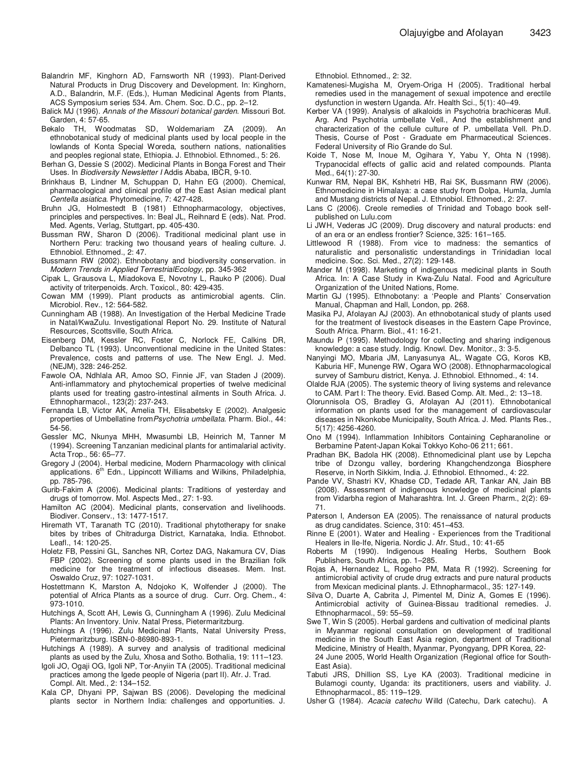Balandrin MF, Kinghorn AD, Farnsworth NR (1993). Plant-Derived Natural Products in Drug Discovery and Development. In: Kinghorn, A.D., Balandrin, M.F. (Eds.), Human Medicinal Agents from Plants, ACS Symposium series 534. Am. Chem. Soc. D.C., pp. 2–12.

Balick MJ (1996). *Annals of the Missouri botanical garden*. Missouri Bot. Garden, 4: 57-65.

Bekalo TH, Woodmatas SD, Woldemariam ZA (2009). An ethnobotanical study of medicinal plants used by local people in the lowlands of Konta Special Woreda, southern nations, nationalities and peoples regional state, Ethiopia. J. Ethnobiol. Ethnomed., 5: 26.

Berhan G, Dessie S (2002). Medicinal Plants in Bonga Forest and Their Uses. In *Biodiversity Newsletter I* Addis Ababa, IBCR, 9-10.

Brinkhaus B, Lindner M, Schuppan D, Hahn EG (2000). Chemical, pharmacological and clinical profile of the East Asian medical plant *Centella asiatica*. Phytomedicine, 7: 427-428.

Bruhn JG, Holmestedt B (1981) Ethnopharmacology, objectives, principles and perspectives. In: Beal JL, Reihnard E (eds). Nat. Prod. Med. Agents, Verlag, Stuttgart, pp. 405-430.

Bussman RW, Sharon D (2006). Traditional medicinal plant use in Northern Peru: tracking two thousand years of healing culture. J. Ethnobiol. Ethnomed., 2: 47.

Bussmann RW (2002). Ethnobotany and biodiversity conservation. in *Modern Trends in Applied TerrestrialEcology*, pp. 345-362

Cipak L, Grausova L, Miadokova E, Novotny L, Rauko P (2006). Dual activity of triterpenoids. Arch. Toxicol., 80: 429-435.

Cowan MM (1999). Plant products as antimicrobial agents. Clin. Microbiol. Rev., 12: 564-582.

Cunningham AB (1988). An Investigation of the Herbal Medicine Trade in Natal/KwaZulu. Investigational Report No. 29. Institute of Natural Resources, Scottsville, South Africa.

Eisenberg DM, Kessler RC, Foster C, Norlock FE, Calkins DR, Delbanco TL (1993). Unconventional medicine in the United States: Prevalence, costs and patterns of use. The New Engl. J. Med. (NEJM), 328: 246-252.

Fawole OA, Ndhlala AR, Amoo SO, Finnie JF, van Staden J (2009). Anti-inflammatory and phytochemical properties of twelve medicinal plants used for treating gastro-intestinal ailments in South Africa. J. Ethnopharmacol., 123(2): 237-243.

Fernanda LB, Victor AK, Amelia TH, Elisabetsky E (2002). Analgesic properties of Umbellatine from*Psychotria umbellata*. Pharm. Biol., 44: 54-56.

Gessler MC, Nkunya MHH, Mwasumbi LB, Heinrich M, Tanner M (1994). Screening Tanzanian medicinal plants for antimalarial activity. Acta Trop., 56: 65–77.

Gregory J (2004). Herbal medicine, Modern Pharmacology with clinical applications. 6th Edn., Lippincott Williams and Wilkins, Philadelphia, pp. 785-796.

Gurib-Fakim A (2006). Medicinal plants: Traditions of yesterday and drugs of tomorrow. Mol. Aspects Med., 27: 1-93.

Hamilton AC (2004). Medicinal plants, conservation and livelihoods. Biodiver. Conserv., 13: 1477-1517.

Hiremath VT, Taranath TC (2010). Traditional phytotherapy for snake bites by tribes of Chitradurga District, Karnataka, India. Ethnobot. Leafl., 14: 120-25.

Holetz FB, Pessini GL, Sanches NR, Cortez DAG, Nakamura CV, Dias FBP (2002). Screening of some plants used in the Brazilian folk medicine for the treatment of infectious diseases. Mem. Inst. Oswaldo Cruz, 97: 1027-1031.

Hostettmann K, Marston A, Ndojoko K, Wolfender J (2000). The potential of Africa Plants as a source of drug. Curr. Org. Chem., 4: 973-1010.

Hutchings A, Scott AH, Lewis G, Cunningham A (1996). Zulu Medicinal Plants: An Inventory. Univ. Natal Press, Pietermaritzburg.

Hutchings A (1996). Zulu Medicinal Plants, Natal University Press, Pietermaritzburg. ISBN-0-86980-893-1.

Hutchings A (1989). A survey and analysis of traditional medicinal plants as used by the Zulu, Xhosa and Sotho. Bothalia, 19: 111–123.

Igoli JO, Ogaji OG, Igoli NP, Tor-Anyiin TA (2005). Traditional medicinal practices among the Igede people of Nigeria (part II). Afr. J. Trad. Compl. Alt. Med., 2: 134–152.

Kala CP, Dhyani PP, Sajwan BS (2006). Developing the medicinal plants sector in Northern India: challenges and opportunities. J. Ethnobiol. Ethnomed., 2: 32.

Kamatenesi-Mugisha M, Oryem-Origa H (2005). Traditional herbal remedies used in the management of sexual impotence and erectile dysfunction in western Uganda. Afr. Health Sci., 5(1): 40–49.

Kerber VA (1999). Analysis of alkaloids in Psychotria brachiceras Mull. Arg. And Psychotria umbellate Vell., And the establishment and characterization of the cellule culture of P. umbellata Vell. Ph.D. Thesis, Course of Post - Graduate em Pharmaceutical Sciences. Federal University of Rio Grande do Sul.

Koide T, Nose M, Inoue M, Ogihara Y, Yabu Y, Ohta N (1998). Trypanocidal effects of gallic acid and related compounds. Planta Med., 64(1): 27-30.

Kunwar RM, Nepal BK, Kshhetri HB, Rai SK, Bussmann RW (2006). Ethnomedicine in Himalaya: a case study from Dolpa, Humla, Jumla and Mustang districts of Nepal. J. Ethnobiol. Ethnomed., 2: 27.

Lans C (2006). Creole remedies of Trinidad and Tobago book self-published on Lulu.com

Li JWH, Vederas JC (2009). Drug discovery and natural products: end of an era or an endless frontier? Science, 325: 161–165.

Littlewood R (1988). From vice to madness: the semantics of naturalistic and personalistic understandings in Trinidadian local medicine. Soc. Sci. Med., 27(2): 129-148.

Mander M (1998). Marketing of indigenous medicinal plants in South Africa. In: A Case Study in Kwa-Zulu Natal. Food and Agriculture Organization of the United Nations, Rome.

Martin GJ (1995). Ethnobotany: a 'People and Plants' Conservation Manual, Chapman and Hall, London, pp. 268.

Masika PJ, Afolayan AJ (2003). An ethnobotanical study of plants used for the treatment of livestock diseases in the Eastern Cape Province, South Africa. Pharm. Biol., 41: 16-21.

Maundu P (1995). Methodology for collecting and sharing indigenous knowledge: a case study. Indig. Knowl. Dev. Monitor., 3: 3-5.

Nanyingi MO, Mbaria JM, Lanyasunya AL, Wagate CG, Koros KB, Kaburia HF, Munenge RW, Ogara WO (2008). Ethnopharmacological survey of Samburu district, Kenya. J. Ethnobiol. Ethnomed., 4: 14.

Olalde RJA (2005). The systemic theory of living systems and relevance to CAM. Part I: The theory. Evid. Based Comp. Alt. Med., 2: 13–18.

Olorunnisola OS, Bradley G, Afolayan AJ (2011). Ethnobotanical information on plants used for the management of cardiovascular diseases in Nkonkobe Municipality, South Africa. J. Med. Plants Res., 5(17): 4256-4260.

Ono M (1994). Inflammation Inhibitors Containing Cepharanoline or Berbamine Patent-Japan Kokai Tokkyo Koho-06 211; 661.

Pradhan BK, Badola HK (2008). Ethnomedicinal plant use by Lepcha tribe of Dzongu valley, bordering Khangchendzonga Biosphere Reserve, in North Sikkim, India. J. Ethnobiol. Ethnomed., 4: 22.

Pande VV, Shastri KV, Khadse CD, Tedade AR, Tankar AN, Jain BB (2008). Assessment of indigenous knowledge of medicinal plants from Vidarbha region of Maharashtra. Int. J. Green Pharm., 2(2): 69-71.

Paterson I, Anderson EA (2005). The renaissance of natural products as drug candidates. Science, 310: 451–453.

Rinne E (2001). Water and Healing - Experiences from the Traditional Healers in Ile-Ife, Nigeria. Nordic J. Afr. Stud., 10: 41-65

Roberts M (1990). Indigenous Healing Herbs, Southern Book Publishers, South Africa, pp. 1–285.

Rojas A, Hernandez L, Rogeho PM, Mata R (1992). Screening for antimicrobial activity of crude drug extracts and pure natural products from Mexican medicinal plants. J. Ethnopharmacol., 35: 127-149.

Silva O, Duarte A, Cabrita J, Pimentel M, Diniz A, Gomes E (1996). Antimicrobial activity of Guinea-Bissau traditional remedies. J. Ethnopharmacol., 59: 55–59.

Swe T, Win S (2005). Herbal gardens and cultivation of medicinal plants in Myanmar regional consultation on development of traditional medicine in the South East Asia region, department of Traditional Medicine, Ministry of Health, Myanmar, Pyongyang, DPR Korea, 22-24 June 2005, World Health Organization (Regional office for South-East Asia).

Tabuti JRS, Dhillion SS, Lye KA (2003). Traditional medicine in Bulamogi county, Uganda: its practitioners, users and viability. J. Ethnopharmacol., 85: 119–129.

Usher G (1984). *Acacia catechu* Willd (Catechu, Dark catechu). A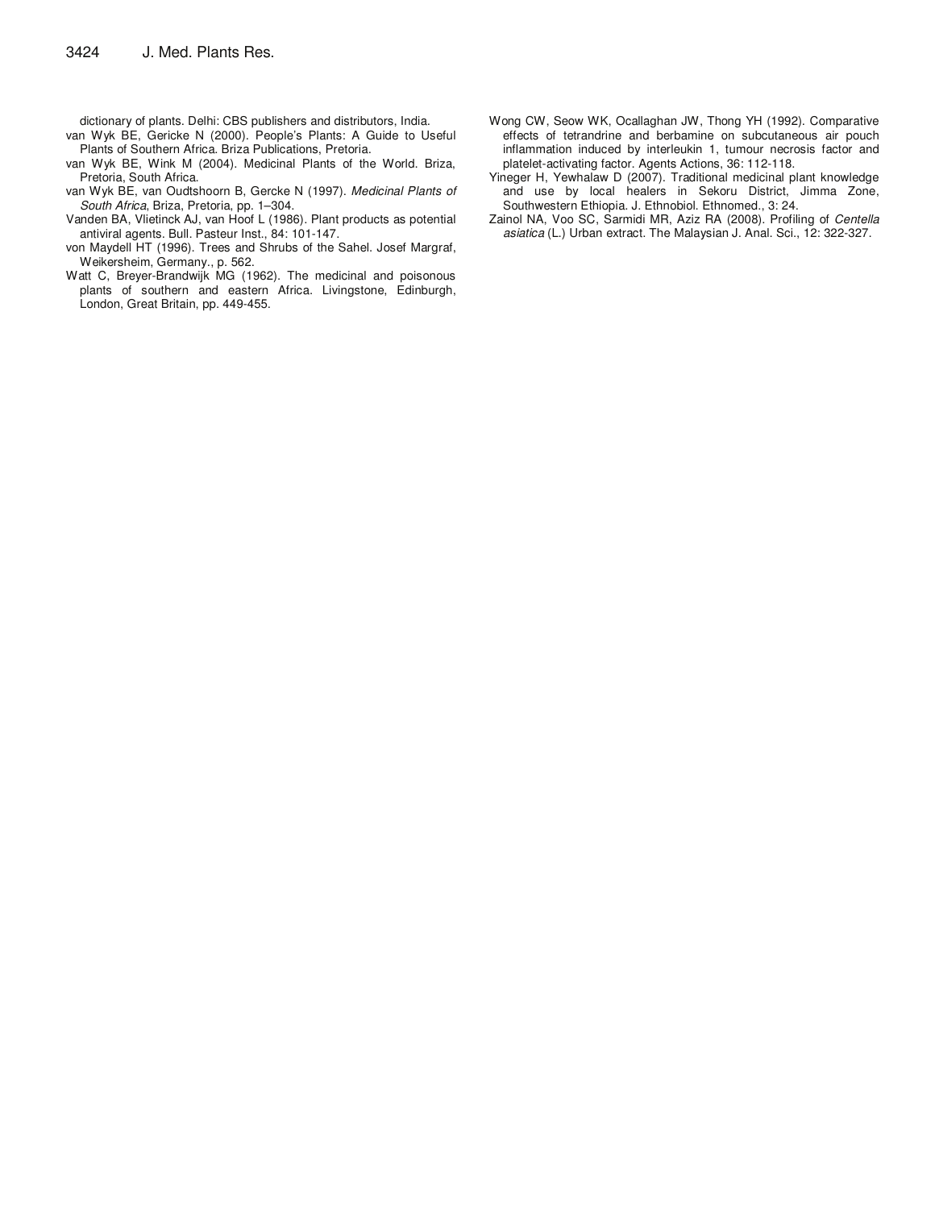dictionary of plants. Delhi: CBS publishers and distributors, India.

van Wyk BE, Gericke N (2000). People's Plants: A Guide to Useful Plants of Southern Africa. Briza Publications, Pretoria.

van Wyk BE, Wink M (2004). Medicinal Plants of the World. Briza, Pretoria, South Africa.

van Wyk BE, van Oudtshoorn B, Gercke N (1997). *Medicinal Plants of South Africa*, Briza, Pretoria, pp. 1–304.

Vanden BA, Vlietinck AJ, van Hoof L (1986). Plant products as potential antiviral agents. Bull. Pasteur Inst., 84: 101-147.

von Maydell HT (1996). Trees and Shrubs of the Sahel. Josef Margraf, Weikersheim, Germany., p. 562.

Watt C, Breyer-Brandwijk MG (1962). The medicinal and poisonous plants of southern and eastern Africa. Livingstone, Edinburgh, London, Great Britain, pp. 449-455.

Wong CW, Seow WK, Ocallaghan JW, Thong YH (1992). Comparative effects of tetrandrine and berbamine on subcutaneous air pouch inflammation induced by interleukin 1, tumour necrosis factor and platelet-activating factor. Agents Actions, 36: 112-118.

Yineger H, Yewhalaw D (2007). Traditional medicinal plant knowledge and use by local healers in Sekoru District, Jimma Zone, Southwestern Ethiopia. J. Ethnobiol. Ethnomed., 3: 24.

Zainol NA, Voo SC, Sarmidi MR, Aziz RA (2008). Profiling of *Centella asiatica* (L.) Urban extract. The Malaysian J. Anal. Sci., 12: 322-327.